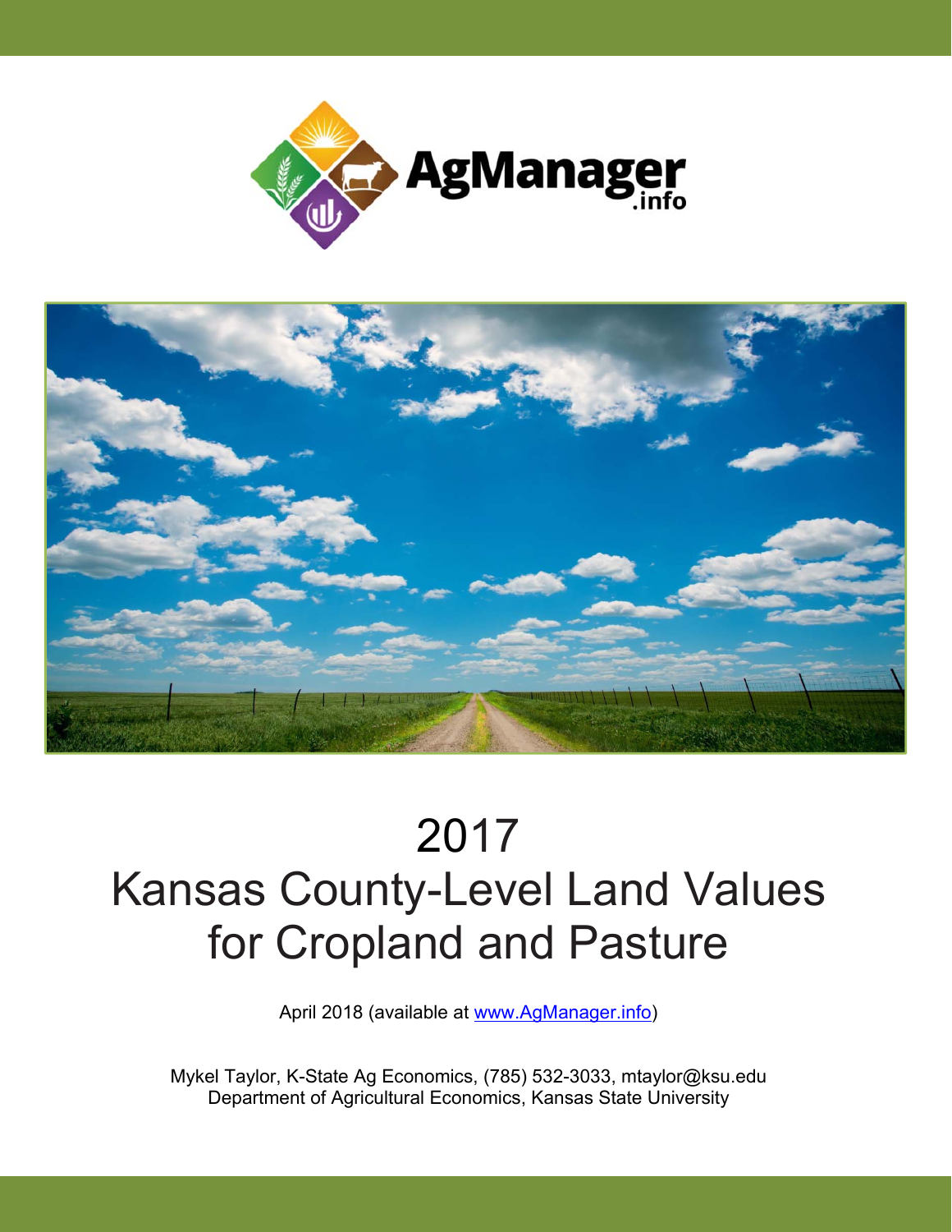AgManager.info

# 2017 Kansas County-Level Land Values for Cropland and Pasture

April 2018 (available at [www.AgManager.info](http://www.AgManager.info))

Mykel Taylor, K-State Ag Economics, (785) 532-3033, mtaylor@ksu.edu
Department of Agricultural Economics, Kansas State University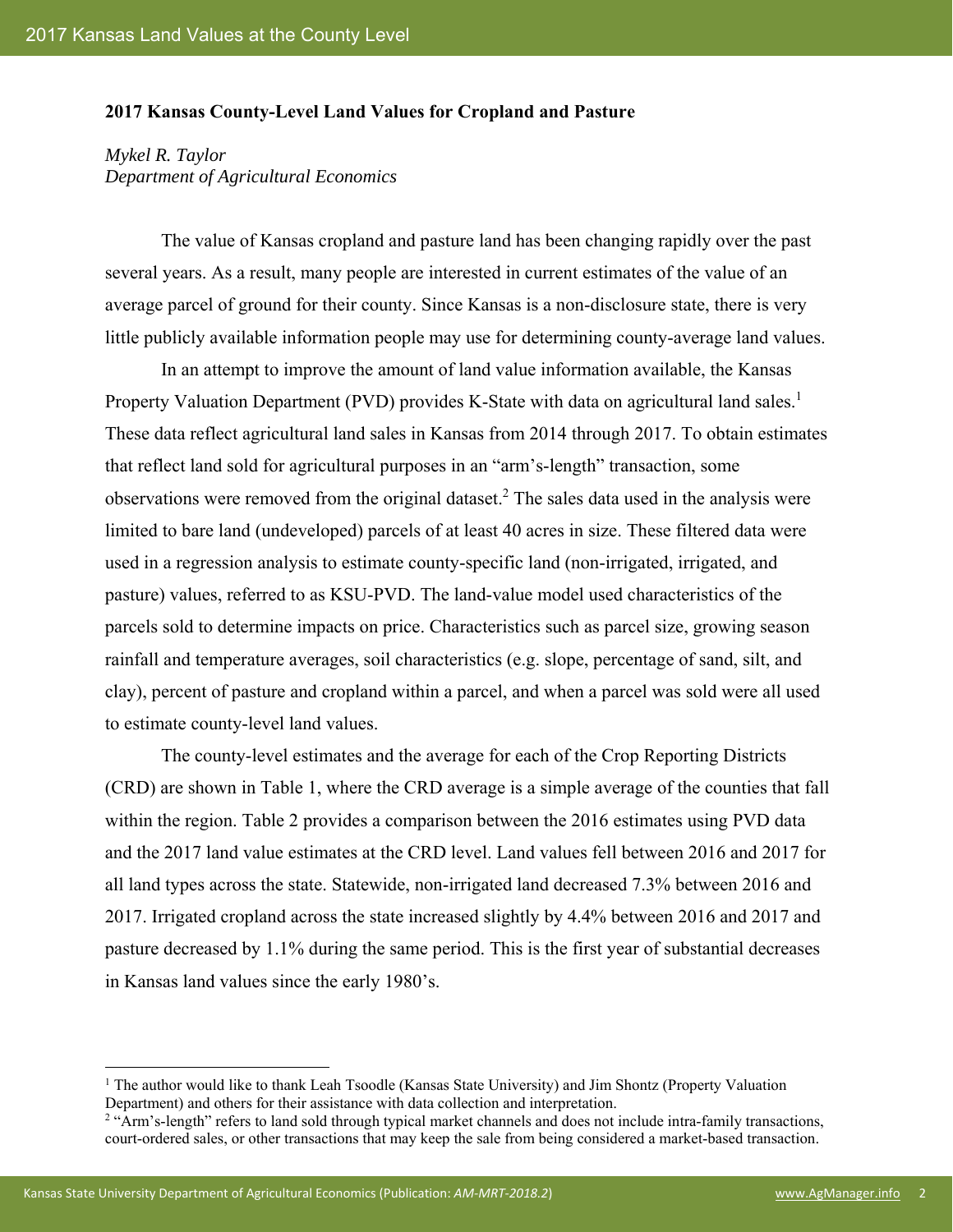**2017 Kansas County-Level Land Values for Cropland and Pasture**

*Mykel R. Taylor*
*Department of Agricultural Economics*

The value of Kansas cropland and pasture land has been changing rapidly over the past several years. As a result, many people are interested in current estimates of the value of an average parcel of ground for their county. Since Kansas is a non-disclosure state, there is very little publicly available information people may use for determining county-average land values.

In an attempt to improve the amount of land value information available, the Kansas Property Valuation Department (PVD) provides K-State with data on agricultural land sales.[1] These data reflect agricultural land sales in Kansas from 2014 through 2017. To obtain estimates that reflect land sold for agricultural purposes in an "arm's-length" transaction, some observations were removed from the original dataset.[2] The sales data used in the analysis were limited to bare land (undeveloped) parcels of at least 40 acres in size. These filtered data were used in a regression analysis to estimate county-specific land (non-irrigated, irrigated, and pasture) values, referred to as KSU-PVD. The land-value model used characteristics of the parcels sold to determine impacts on price. Characteristics such as parcel size, growing season rainfall and temperature averages, soil characteristics (e.g. slope, percentage of sand, silt, and clay), percent of pasture and cropland within a parcel, and when a parcel was sold were all used to estimate county-level land values.

The county-level estimates and the average for each of the Crop Reporting Districts (CRD) are shown in Table 1, where the CRD average is a simple average of the counties that fall within the region. Table 2 provides a comparison between the 2016 estimates using PVD data and the 2017 land value estimates at the CRD level. Land values fell between 2016 and 2017 for all land types across the state. Statewide, non-irrigated land decreased 7.3% between 2016 and 2017. Irrigated cropland across the state increased slightly by 4.4% between 2016 and 2017 and pasture decreased by 1.1% during the same period. This is the first year of substantial decreases in Kansas land values since the early 1980's.

---

[1] The author would like to thank Leah Tsoodle (Kansas State University) and Jim Shontz (Property Valuation Department) and others for their assistance with data collection and interpretation.

[2] "Arm's-length" refers to land sold through typical market channels and does not include intra-family transactions, court-ordered sales, or other transactions that may keep the sale from being considered a market-based transaction.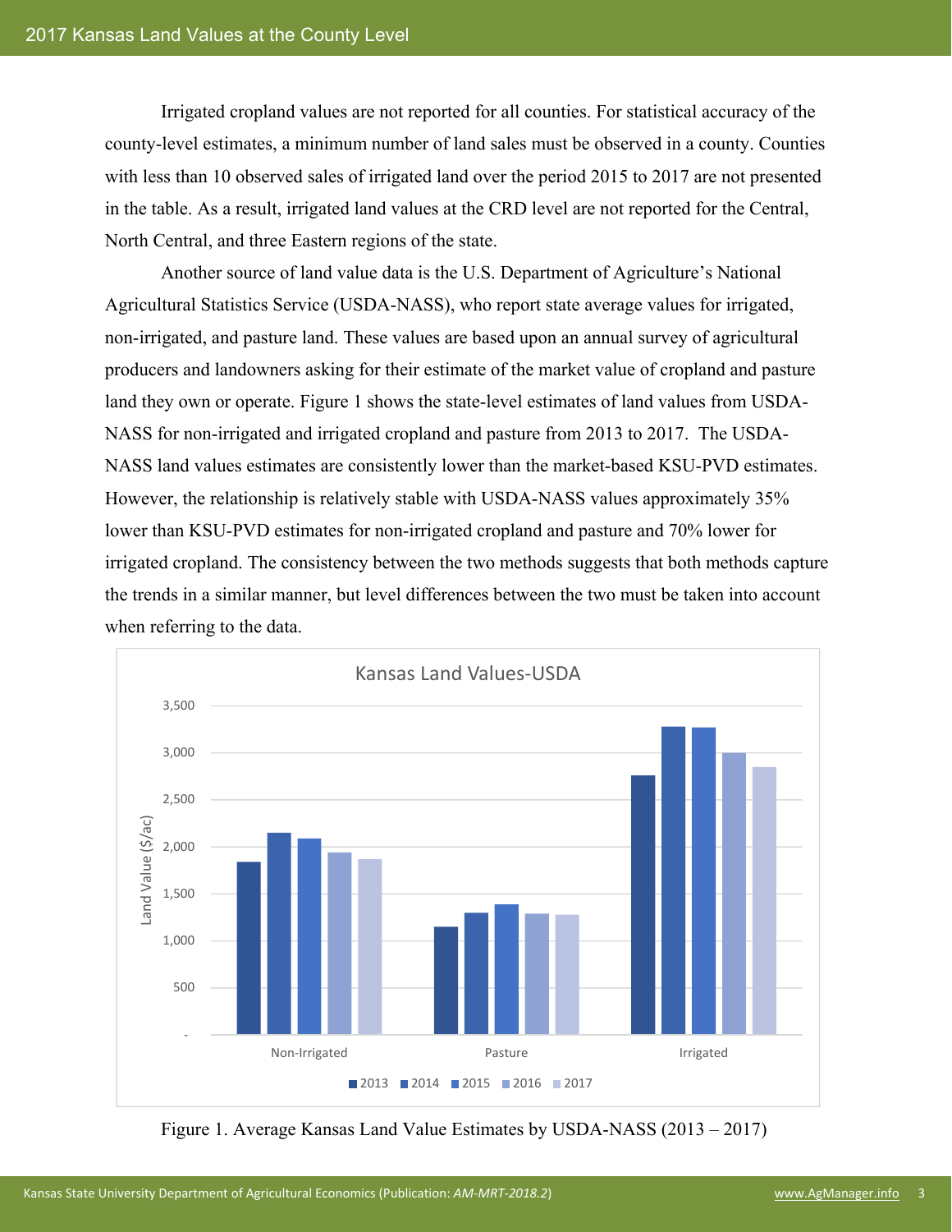Irrigated cropland values are not reported for all counties. For statistical accuracy of the county-level estimates, a minimum number of land sales must be observed in a county. Counties with less than 10 observed sales of irrigated land over the period 2015 to 2017 are not presented in the table. As a result, irrigated land values at the CRD level are not reported for the Central, North Central, and three Eastern regions of the state.

Another source of land value data is the U.S. Department of Agriculture's National Agricultural Statistics Service (USDA-NASS), who report state average values for irrigated, non-irrigated, and pasture land. These values are based upon an annual survey of agricultural producers and landowners asking for their estimate of the market value of cropland and pasture land they own or operate. Figure 1 shows the state-level estimates of land values from USDA-NASS for non-irrigated and irrigated cropland and pasture from 2013 to 2017. The USDA-NASS land values estimates are consistently lower than the market-based KSU-PVD estimates. However, the relationship is relatively stable with USDA-NASS values approximately 35% lower than KSU-PVD estimates for non-irrigated cropland and pasture and 70% lower for irrigated cropland. The consistency between the two methods suggests that both methods capture the trends in a similar manner, but level differences between the two must be taken into account when referring to the data.

Figure 1. Average Kansas Land Value Estimates by USDA-NASS (2013 – 2017)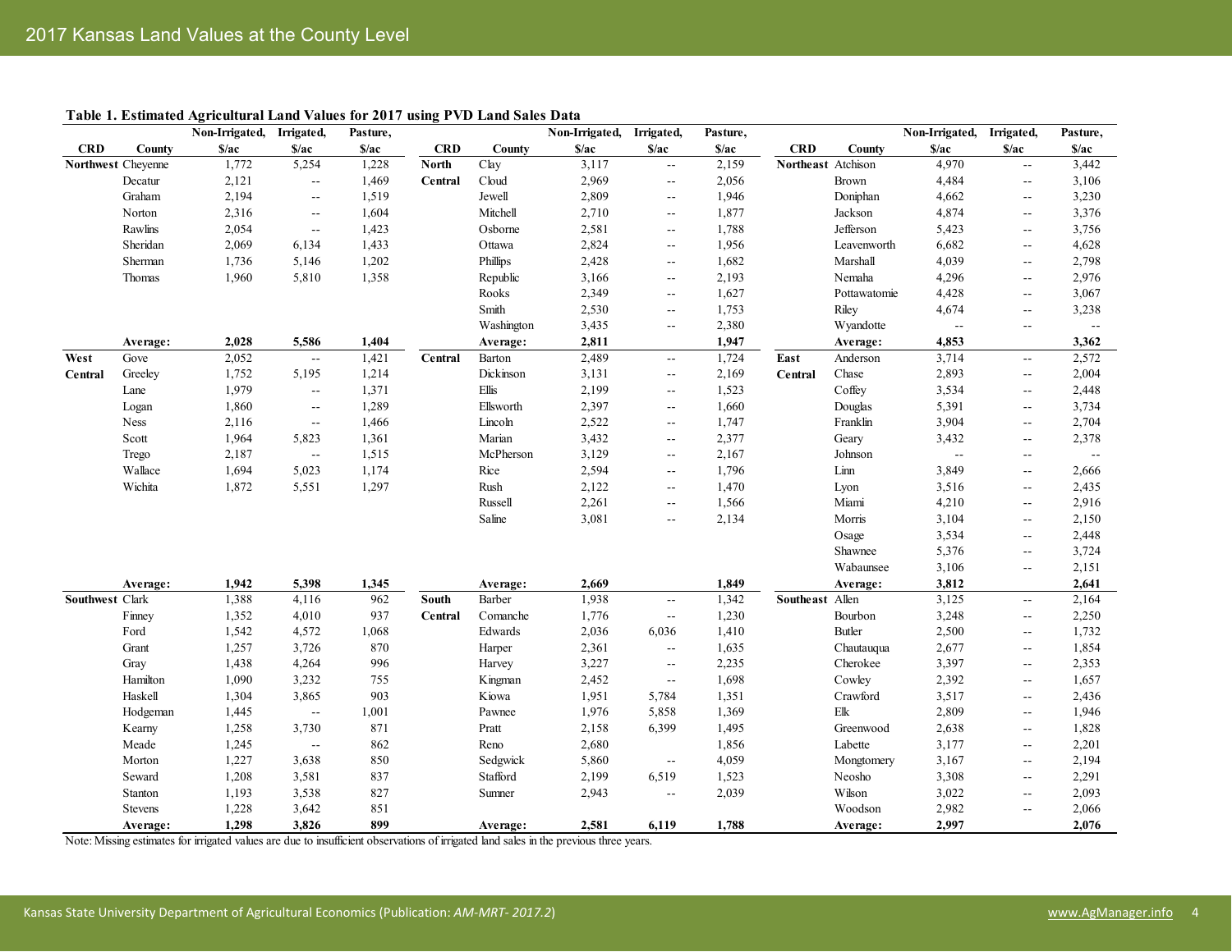# 2017 Kansas Land Values at the County Level

**Table 1. Estimated Agricultural Land Values for 2017 using PVD Land Sales Data**

| CRD | County | Non-Irrigated, $/ac | Irrigated, $/ac | Pasture, $/ac |
|---|---|---|---|---|
| Northwest | Cheyenne | 1,772 | 5,254 | 1,228 |
| | Decatur | 2,121 | -- | 1,469 |
| | Graham | 2,194 | -- | 1,519 |
| | Norton | 2,316 | -- | 1,604 |
| | Rawlins | 2,054 | -- | 1,423 |
| | Sheridan | 2,069 | 6,134 | 1,433 |
| | Sherman | 1,736 | 5,146 | 1,202 |
| | Thomas | 1,960 | 5,810 | 1,358 |
| | **Average:** | **2,028** | **5,586** | **1,404** |
| West Central | Gove | 2,052 | -- | 1,421 |
| | Greeley | 1,752 | 5,195 | 1,214 |
| | Lane | 1,979 | -- | 1,371 |
| | Logan | 1,860 | -- | 1,289 |
| | Ness | 2,116 | -- | 1,466 |
| | Scott | 1,964 | 5,823 | 1,361 |
| | Trego | 2,187 | -- | 1,515 |
| | Wallace | 1,694 | 5,023 | 1,174 |
| | Wichita | 1,872 | 5,551 | 1,297 |
| | **Average:** | **1,942** | **5,398** | **1,345** |
| Southwest | Clark | 1,388 | 4,116 | 962 |
| | Finney | 1,352 | 4,010 | 937 |
| | Ford | 1,542 | 4,572 | 1,068 |
| | Grant | 1,257 | 3,726 | 870 |
| | Gray | 1,438 | 4,264 | 996 |
| | Hamilton | 1,090 | 3,232 | 755 |
| | Haskell | 1,304 | 3,865 | 903 |
| | Hodgeman | 1,445 | -- | 1,001 |
| | Kearny | 1,258 | 3,730 | 871 |
| | Meade | 1,245 | -- | 862 |
| | Morton | 1,227 | 3,638 | 850 |
| | Seward | 1,208 | 3,581 | 837 |
| | Stanton | 1,193 | 3,538 | 827 |
| | Stevens | 1,228 | 3,642 | 851 |
| | **Average:** | **1,298** | **3,826** | **899** |
| North Central | Clay | 3,117 | -- | 2,159 |
| | Cloud | 2,969 | -- | 2,056 |
| | Jewell | 2,809 | -- | 1,946 |
| | Mitchell | 2,710 | -- | 1,877 |
| | Osborne | 2,581 | -- | 1,788 |
| | Ottawa | 2,824 | -- | 1,956 |
| | Phillips | 2,428 | -- | 1,682 |
| | Republic | 3,166 | -- | 2,193 |
| | Rooks | 2,349 | -- | 1,627 |
| | Smith | 2,530 | -- | 1,753 |
| | Washington | 3,435 | -- | 2,380 |
| | **Average:** | **2,811** | | **1,947** |
| Central | Barton | 2,489 | -- | 1,724 |
| | Dickinson | 3,131 | -- | 2,169 |
| | Ellis | 2,199 | -- | 1,523 |
| | Ellsworth | 2,397 | -- | 1,660 |
| | Lincoln | 2,522 | -- | 1,747 |
| | Marian | 3,432 | -- | 2,377 |
| | McPherson | 3,129 | -- | 2,167 |
| | Rice | 2,594 | -- | 1,796 |
| | Rush | 2,122 | -- | 1,470 |
| | Russell | 2,261 | -- | 1,566 |
| | Saline | 3,081 | -- | 2,134 |
| | **Average:** | **2,669** | | **1,849** |
| South Central | Barber | 1,938 | -- | 1,342 |
| | Comanche | 1,776 | -- | 1,230 |
| | Edwards | 2,036 | 6,036 | 1,410 |
| | Harper | 2,361 | -- | 1,635 |
| | Harvey | 3,227 | -- | 2,235 |
| | Kingman | 2,452 | -- | 1,698 |
| | Kiowa | 1,951 | 5,784 | 1,351 |
| | Pawnee | 1,976 | 5,858 | 1,369 |
| | Pratt | 2,158 | 6,399 | 1,495 |
| | Reno | 2,680 | | 1,856 |
| | Sedgwick | 5,860 | -- | 4,059 |
| | Stafford | 2,199 | 6,519 | 1,523 |
| | Sumner | 2,943 | -- | 2,039 |
| | **Average:** | **2,581** | **6,119** | **1,788** |
| Northeast | Atchison | 4,970 | -- | 3,442 |
| | Brown | 4,484 | -- | 3,106 |
| | Doniphan | 4,662 | -- | 3,230 |
| | Jackson | 4,874 | -- | 3,376 |
| | Jefferson | 5,423 | -- | 3,756 |
| | Leavenworth | 6,682 | -- | 4,628 |
| | Marshall | 4,039 | -- | 2,798 |
| | Nemaha | 4,296 | -- | 2,976 |
| | Pottawatomie | 4,428 | -- | 3,067 |
| | Riley | 4,674 | -- | 3,238 |
| | Wyandotte | -- | -- | -- |
| | **Average:** | **4,853** | | **3,362** |
| East Central | Anderson | 3,714 | -- | 2,572 |
| | Chase | 2,893 | -- | 2,004 |
| | Coffey | 3,534 | -- | 2,448 |
| | Douglas | 5,391 | -- | 3,734 |
| | Franklin | 3,904 | -- | 2,704 |
| | Geary | 3,432 | -- | 2,378 |
| | Johnson | -- | -- | -- |
| | Linn | 3,849 | -- | 2,666 |
| | Lyon | 3,516 | -- | 2,435 |
| | Miami | 4,210 | -- | 2,916 |
| | Morris | 3,104 | -- | 2,150 |
| | Osage | 3,534 | -- | 2,448 |
| | Shawnee | 5,376 | -- | 3,724 |
| | Wabaunsee | 3,106 | -- | 2,151 |
| | **Average:** | **3,812** | | **2,641** |
| Southeast | Allen | 3,125 | -- | 2,164 |
| | Bourbon | 3,248 | -- | 2,250 |
| | Butler | 2,500 | -- | 1,732 |
| | Chautauqua | 2,677 | -- | 1,854 |
| | Cherokee | 3,397 | -- | 2,353 |
| | Cowley | 2,392 | -- | 1,657 |
| | Crawford | 3,517 | -- | 2,436 |
| | Elk | 2,809 | -- | 1,946 |
| | Greenwood | 2,638 | -- | 1,828 |
| | Labette | 3,177 | -- | 2,201 |
| | Mongtomery | 3,167 | -- | 2,194 |
| | Neosho | 3,308 | -- | 2,291 |
| | Wilson | 3,022 | -- | 2,093 |
| | Woodson | 2,982 | -- | 2,066 |
| | **Average:** | **2,997** | | **2,076** |

Note: Missing estimates for irrigated values are due to insufficient observations of irrigated land sales in the previous three years.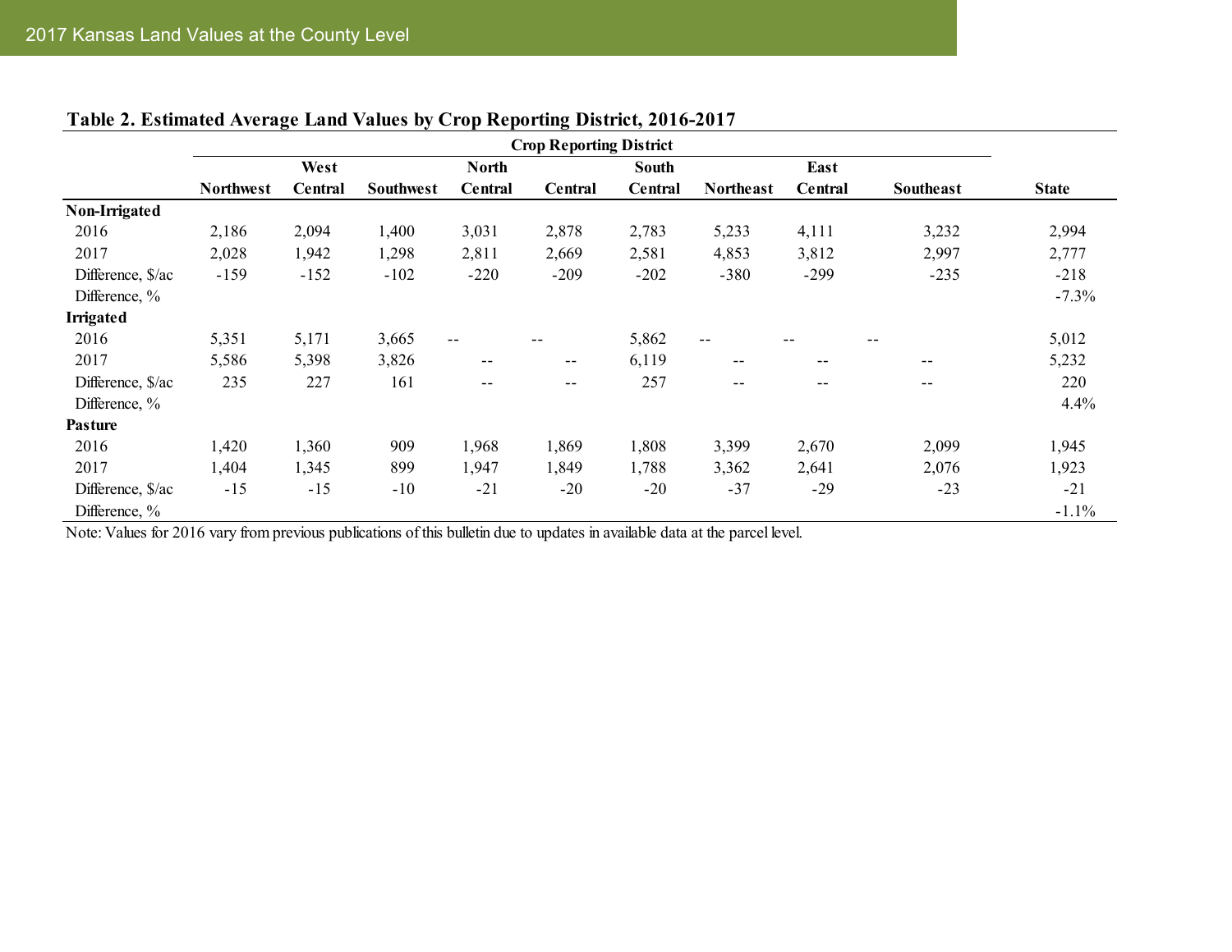**Table 2. Estimated Average Land Values by Crop Reporting District, 2016-2017**

| | Crop Reporting District | | | | | | | | | |
|---|---|---|---|---|---|---|---|---|---|---|
| | **Northwest** | **West Central** | **Southwest** | **North Central** | **Central** | **South Central** | **Northeast** | **East Central** | **Southeast** | **State** |
| **Non-Irrigated** | | | | | | | | | | |
| 2016 | 2,186 | 2,094 | 1,400 | 3,031 | 2,878 | 2,783 | 5,233 | 4,111 | 3,232 | 2,994 |
| 2017 | 2,028 | 1,942 | 1,298 | 2,811 | 2,669 | 2,581 | 4,853 | 3,812 | 2,997 | 2,777 |
| Difference, $/ac | -159 | -152 | -102 | -220 | -209 | -202 | -380 | -299 | -235 | -218 |
| Difference, % | | | | | | | | | | -7.3% |
| **Irrigated** | | | | | | | | | | |
| 2016 | 5,351 | 5,171 | 3,665 | -- | -- | 5,862 | -- | -- | -- | 5,012 |
| 2017 | 5,586 | 5,398 | 3,826 | -- | -- | 6,119 | -- | -- | -- | 5,232 |
| Difference, $/ac | 235 | 227 | 161 | -- | -- | 257 | -- | -- | -- | 220 |
| Difference, % | | | | | | | | | | 4.4% |
| **Pasture** | | | | | | | | | | |
| 2016 | 1,420 | 1,360 | 909 | 1,968 | 1,869 | 1,808 | 3,399 | 2,670 | 2,099 | 1,945 |
| 2017 | 1,404 | 1,345 | 899 | 1,947 | 1,849 | 1,788 | 3,362 | 2,641 | 2,076 | 1,923 |
| Difference, $/ac | -15 | -15 | -10 | -21 | -20 | -20 | -37 | -29 | -23 | -21 |
| Difference, % | | | | | | | | | | -1.1% |

Note: Values for 2016 vary from previous publications of this bulletin due to updates in available data at the parcel level.